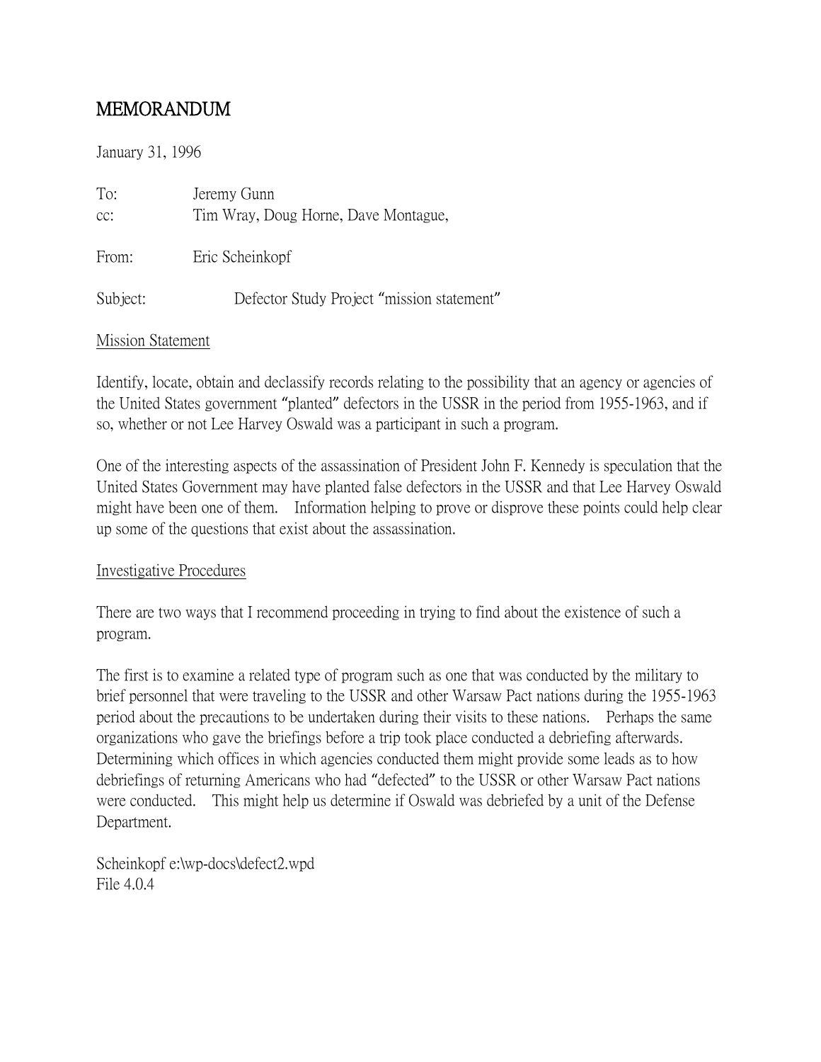# MEMORANDUM

January 31, 1996

To: Jeremy Gunn
cc: Tim Wray, Doug Horne, Dave Montague,

From: Eric Scheinkopf

Subject: Defector Study Project "mission statement"

Mission Statement

Identify, locate, obtain and declassify records relating to the possibility that an agency or agencies of the United States government "planted" defectors in the USSR in the period from 1955-1963, and if so, whether or not Lee Harvey Oswald was a participant in such a program.

One of the interesting aspects of the assassination of President John F. Kennedy is speculation that the United States Government may have planted false defectors in the USSR and that Lee Harvey Oswald might have been one of them. Information helping to prove or disprove these points could help clear up some of the questions that exist about the assassination.

Investigative Procedures

There are two ways that I recommend proceeding in trying to find about the existence of such a program.

The first is to examine a related type of program such as one that was conducted by the military to brief personnel that were traveling to the USSR and other Warsaw Pact nations during the 1955-1963 period about the precautions to be undertaken during their visits to these nations. Perhaps the same organizations who gave the briefings before a trip took place conducted a debriefing afterwards. Determining which offices in which agencies conducted them might provide some leads as to how debriefings of returning Americans who had "defected" to the USSR or other Warsaw Pact nations were conducted. This might help us determine if Oswald was debriefed by a unit of the Defense Department.

Scheinkopf e:\wp-docs\defect2.wpd
File 4.0.4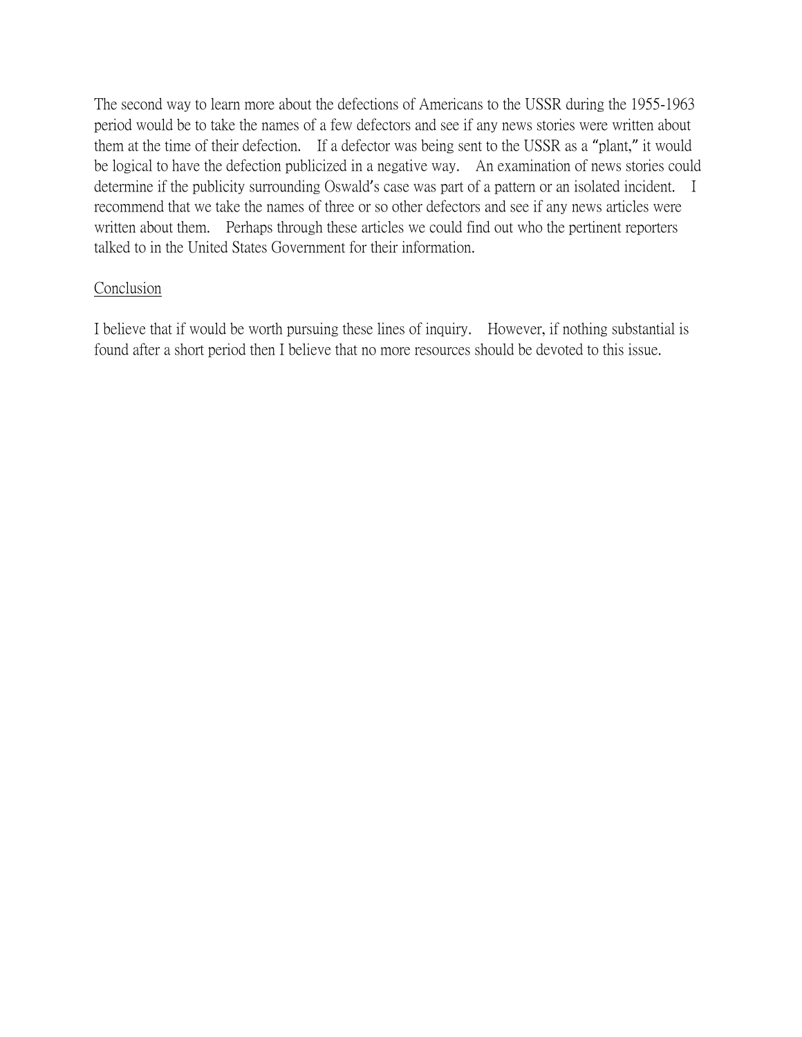The second way to learn more about the defections of Americans to the USSR during the 1955-1963 period would be to take the names of a few defectors and see if any news stories were written about them at the time of their defection. If a defector was being sent to the USSR as a "plant," it would be logical to have the defection publicized in a negative way. An examination of news stories could determine if the publicity surrounding Oswald's case was part of a pattern or an isolated incident. I recommend that we take the names of three or so other defectors and see if any news articles were written about them. Perhaps through these articles we could find out who the pertinent reporters talked to in the United States Government for their information.

## Conclusion

I believe that if would be worth pursuing these lines of inquiry. However, if nothing substantial is found after a short period then I believe that no more resources should be devoted to this issue.